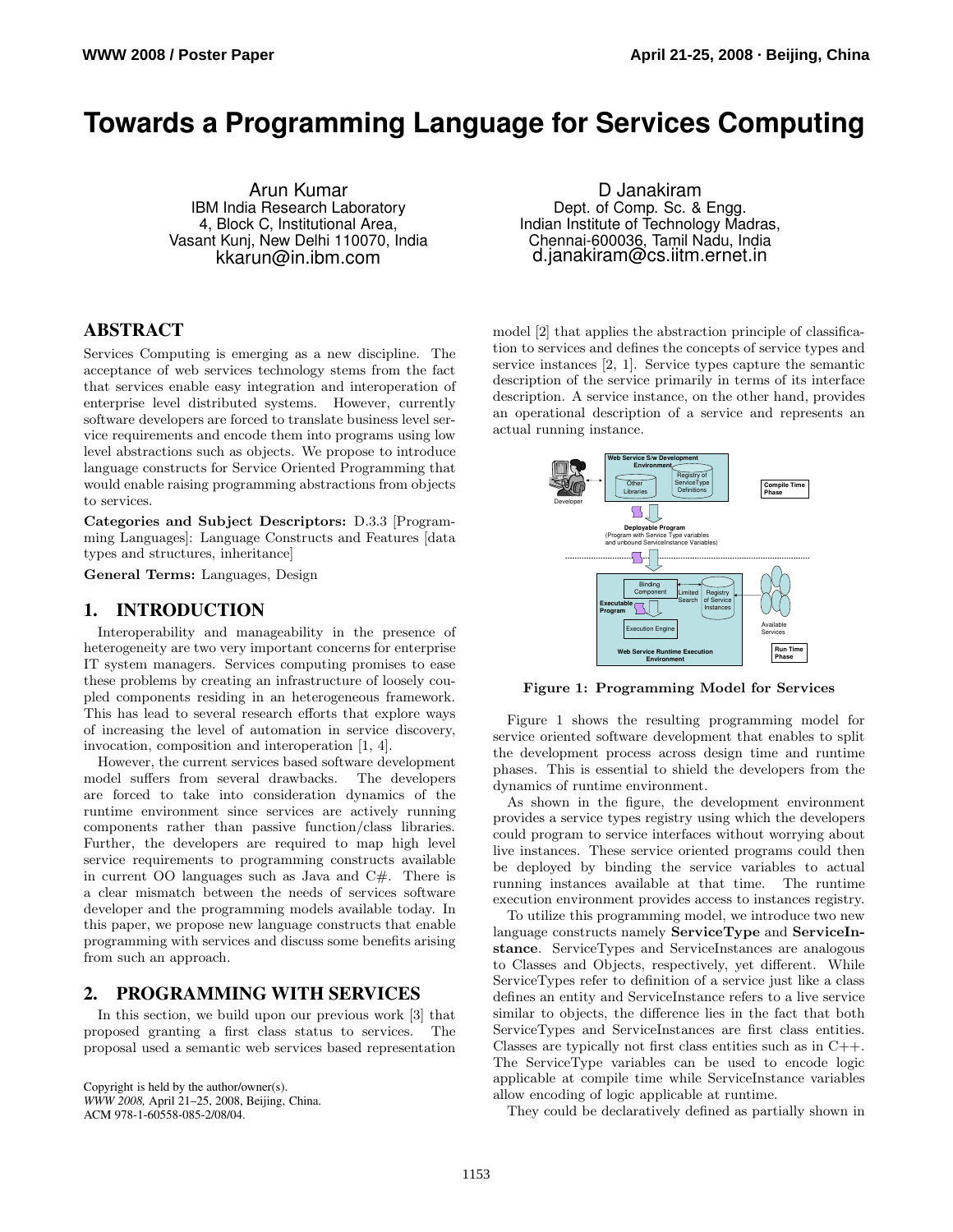# Towards a Programming Language for Services Computing

Arun Kumar
IBM India Research Laboratory
4, Block C, Institutional Area,
Vasant Kunj, New Delhi 110070, India
kkarun@in.ibm.com

D Janakiram
Dept. of Comp. Sc. & Engg.
Indian Institute of Technology Madras,
Chennai-600036, Tamil Nadu, India
d.janakiram@cs.iitm.ernet.in

## ABSTRACT

Services Computing is emerging as a new discipline. The acceptance of web services technology stems from the fact that services enable easy integration and interoperation of enterprise level distributed systems. However, currently software developers are forced to translate business level service requirements and encode them into programs using low level abstractions such as objects. We propose to introduce language constructs for Service Oriented Programming that would enable raising programming abstractions from objects to services.

**Categories and Subject Descriptors:** D.3.3 [Programming Languages]: Language Constructs and Features [data types and structures, inheritance]

**General Terms:** Languages, Design

## 1. INTRODUCTION

Interoperability and manageability in the presence of heterogeneity are two very important concerns for enterprise IT system managers. Services computing promises to ease these problems by creating an infrastructure of loosely coupled components residing in an heterogeneous framework. This has lead to several research efforts that explore ways of increasing the level of automation in service discovery, invocation, composition and interoperation [1, 4].

However, the current services based software development model suffers from several drawbacks. The developers are forced to take into consideration dynamics of the runtime environment since services are actively running components rather than passive function/class libraries. Further, the developers are required to map high level service requirements to programming constructs available in current OO languages such as Java and C#. There is a clear mismatch between the needs of services software developer and the programming models available today. In this paper, we propose new language constructs that enable programming with services and discuss some benefits arising from such an approach.

## 2. PROGRAMMING WITH SERVICES

In this section, we build upon our previous work [3] that proposed granting a first class status to services. The proposal used a semantic web services based representation model [2] that applies the abstraction principle of classification to services and defines the concepts of service types and service instances [2, 1]. Service types capture the semantic description of the service primarily in terms of its interface description. A service instance, on the other hand, provides an operational description of a service and represents an actual running instance.

Copyright is held by the author/owner(s).
*WWW 2008,* April 21–25, 2008, Beijing, China.
ACM 978-1-60558-085-2/08/04.

**Figure 1: Programming Model for Services**

Figure 1 shows the resulting programming model for service oriented software development that enables to split the development process across design time and runtime phases. This is essential to shield the developers from the dynamics of runtime environment.

As shown in the figure, the development environment provides a service types registry using which the developers could program to service interfaces without worrying about live instances. These service oriented programs could then be deployed by binding the service variables to actual running instances available at that time. The runtime execution environment provides access to instances registry.

To utilize this programming model, we introduce two new language constructs namely **ServiceType** and **ServiceInstance**. ServiceTypes and ServiceInstances are analogous to Classes and Objects, respectively, yet different. While ServiceTypes refer to definition of a service just like a class defines an entity and ServiceInstance refers to a live service similar to objects, the difference lies in the fact that both ServiceTypes and ServiceInstances are first class entities. Classes are typically not first class entities such as in C++. The ServiceType variables can be used to encode logic applicable at compile time while ServiceInstance variables allow encoding of logic applicable at runtime.

They could be declaratively defined as partially shown in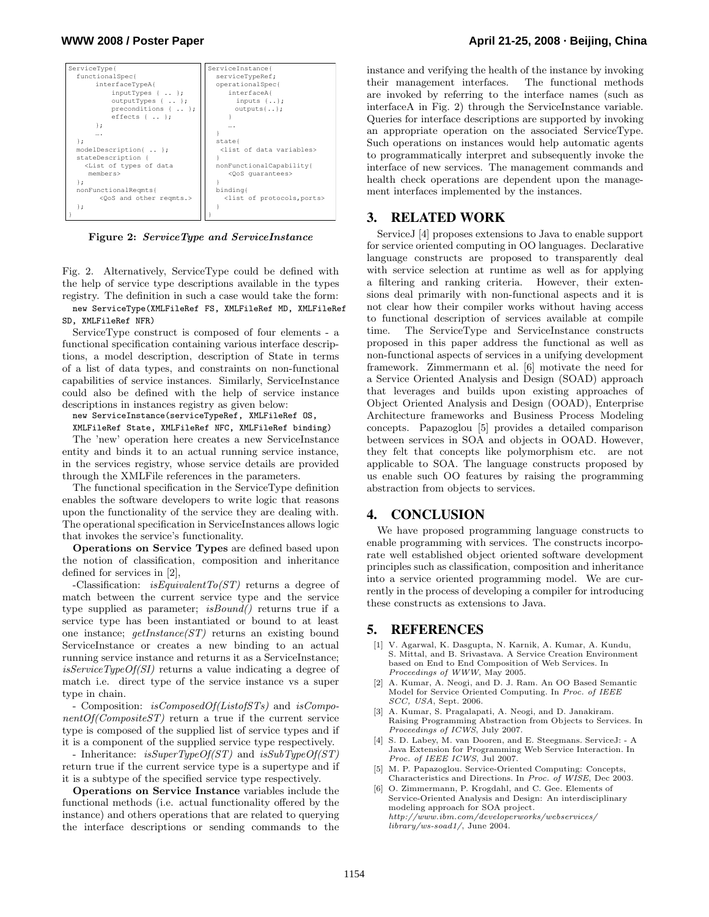```
ServiceType{
  functionalSpec{
       interfaceTypeA{
           inputTypes { .. };
           outputTypes { .. };
           preconditions { .. };
           effects { .. };
       };
       ….
  };
  modelDescription{ .. };
  stateDescription {
    <List of types of data
      members>
  };
  nonFunctionalReqmts{
       <QoS and other reqmts.>
  };
}
```

```
ServiceInstance{
  serviceTypeRef;
  operationalSpec{
    interfaceA{
      inputs {..};
      outputs{..};
    }
    ….
  }
  state{
   <list of data variables>
  }
  nonFunctionalCapability{
     <QoS guarantees>
  }
  binding{
    <list of protocols,ports>
  }
}
```

**Figure 2:** ***ServiceType and ServiceInstance***

Fig. 2. Alternatively, ServiceType could be defined with the help of service type descriptions available in the types registry. The definition in such a case would take the form:

`new ServiceType(XMLFileRef FS, XMLFileRef MD, XMLFileRef SD, XMLFileRef NFR)`

ServiceType construct is composed of four elements - a functional specification containing various interface descriptions, a model description, description of State in terms of a list of data types, and constraints on non-functional capabilities of service instances. Similarly, ServiceInstance could also be defined with the help of service instance descriptions in instances registry as given below:

`new ServiceInstance(serviceTypeRef, XMLFileRef OS, XMLFileRef State, XMLFileRef NFC, XMLFileRef binding)`

The 'new' operation here creates a new ServiceInstance entity and binds it to an actual running service instance, in the services registry, whose service details are provided through the XMLFile references in the parameters.

The functional specification in the ServiceType definition enables the software developers to write logic that reasons upon the functionality of the service they are dealing with. The operational specification in ServiceInstances allows logic that invokes the service's functionality.

**Operations on Service Types** are defined based upon the notion of classification, composition and inheritance defined for services in [2],

-Classification: *isEquivalentTo(ST)* returns a degree of match between the current service type and the service type supplied as parameter; *isBound()* returns true if a service type has been instantiated or bound to at least one instance; *getInstance(ST)* returns an existing bound ServiceInstance or creates a new binding to an actual running service instance and returns it as a ServiceInstance; *isServiceTypeOf(SI)* returns a value indicating a degree of match i.e. direct type of the service instance vs a super type in chain.

- Composition: *isComposedOf(ListofSTs)* and *isComponentOf(CompositeST)* return a true if the current service type is composed of the supplied list of service types and if it is a component of the supplied service type respectively.

- Inheritance: *isSuperTypeOf(ST)* and *isSubTypeOf(ST)* return true if the current service type is a supertype and if it is a subtype of the specified service type respectively.

**Operations on Service Instance** variables include the functional methods (i.e. actual functionality offered by the instance) and others operations that are related to querying the interface descriptions or sending commands to the instance and verifying the health of the instance by invoking their management interfaces. The functional methods are invoked by referring to the interface names (such as interfaceA in Fig. 2) through the ServiceInstance variable. Queries for interface descriptions are supported by invoking an appropriate operation on the associated ServiceType. Such operations on instances would help automatic agents to programmatically interpret and subsequently invoke the interface of new services. The management commands and health check operations are dependent upon the management interfaces implemented by the instances.

## 3. RELATED WORK

ServiceJ [4] proposes extensions to Java to enable support for service oriented computing in OO languages. Declarative language constructs are proposed to transparently deal with service selection at runtime as well as for applying a filtering and ranking criteria. However, their extensions deal primarily with non-functional aspects and it is not clear how their compiler works without having access to functional description of services available at compile time. The ServiceType and ServiceInstance constructs proposed in this paper address the functional as well as non-functional aspects of services in a unifying development framework. Zimmermann et al. [6] motivate the need for a Service Oriented Analysis and Design (SOAD) approach that leverages and builds upon existing approaches of Object Oriented Analysis and Design (OOAD), Enterprise Architecture frameworks and Business Process Modeling concepts. Papazoglou [5] provides a detailed comparison between services in SOA and objects in OOAD. However, they felt that concepts like polymorphism etc. are not applicable to SOA. The language constructs proposed by us enable such OO features by raising the programming abstraction from objects to services.

## 4. CONCLUSION

We have proposed programming language constructs to enable programming with services. The constructs incorporate well established object oriented software development principles such as classification, composition and inheritance into a service oriented programming model. We are currently in the process of developing a compiler for introducing these constructs as extensions to Java.

## 5. REFERENCES

[1] V. Agarwal, K. Dasgupta, N. Karnik, A. Kumar, A. Kundu, S. Mittal, and B. Srivastava. A Service Creation Environment based on End to End Composition of Web Services. In *Proceedings of WWW*, May 2005.

[2] A. Kumar, A. Neogi, and D. J. Ram. An OO Based Semantic Model for Service Oriented Computing. In *Proc. of IEEE SCC, USA*, Sept. 2006.

[3] A. Kumar, S. Pragalapati, A. Neogi, and D. Janakiram. Raising Programming Abstraction from Objects to Services. In *Proceedings of ICWS*, July 2007.

[4] S. D. Labey, M. van Dooren, and E. Steegmans. ServiceJ: - A Java Extension for Programming Web Service Interaction. In *Proc. of IEEE ICWS*, Jul 2007.

[5] M. P. Papazoglou. Service-Oriented Computing: Concepts, Characteristics and Directions. In *Proc. of WISE*, Dec 2003.

[6] O. Zimmermann, P. Krogdahl, and C. Gee. Elements of Service-Oriented Analysis and Design: An interdisciplinary modeling approach for SOA project. *http://www.ibm.com/developerworks/webservices/library/ws-soad1/*, June 2004.